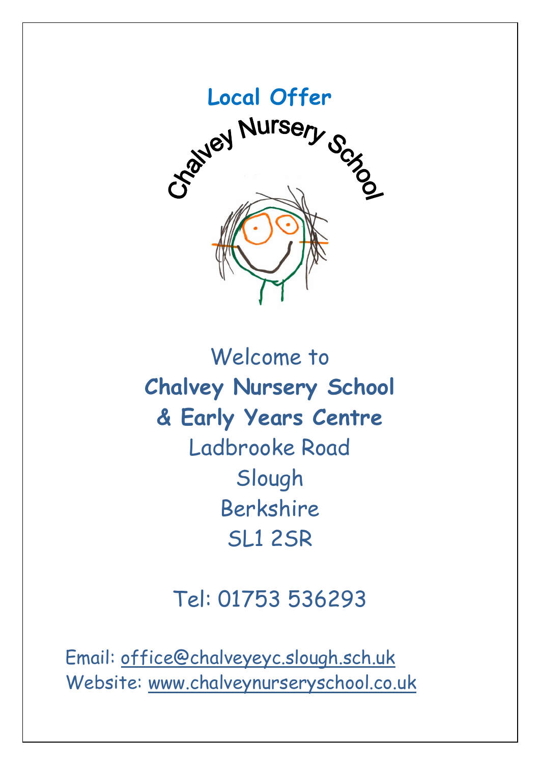# Local Offer

Chalvey Nursery School

Welcome to

**Chalvey Nursery School**

**& Early Years Centre**

Ladbrooke Road

Slough

Berkshire

SL1 2SR

Tel: 01753 536293

Email: office@chalveyeyc.slough.sch.uk

Website: www.chalveynurseryschool.co.uk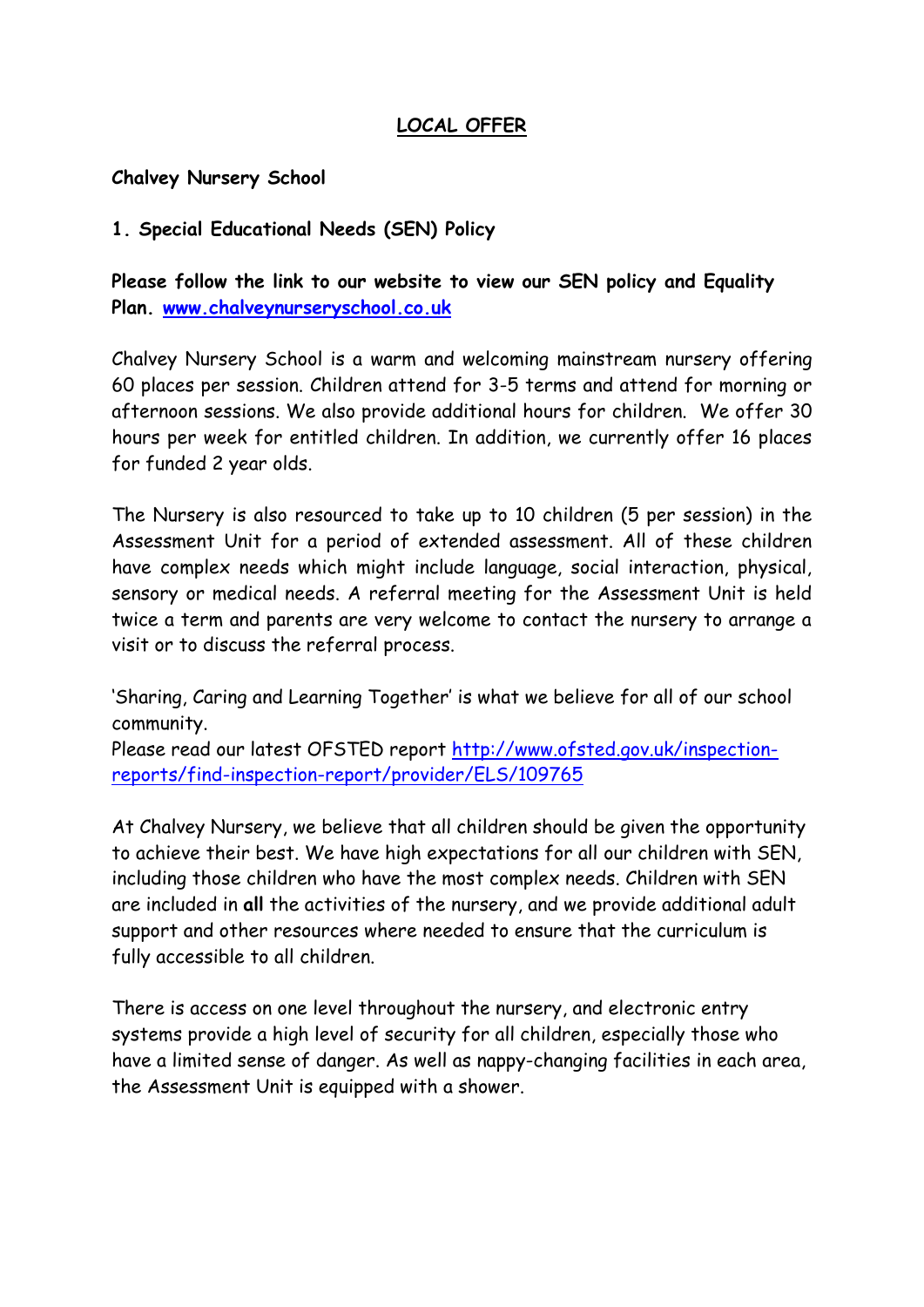# LOCAL OFFER

**Chalvey Nursery School**

**1. Special Educational Needs (SEN) Policy**

**Please follow the link to our website to view our SEN policy and Equality Plan. [www.chalveynurseryschool.co.uk](www.chalveynurseryschool.co.uk)**

Chalvey Nursery School is a warm and welcoming mainstream nursery offering 60 places per session. Children attend for 3-5 terms and attend for morning or afternoon sessions. We also provide additional hours for children. We offer 30 hours per week for entitled children. In addition, we currently offer 16 places for funded 2 year olds.

The Nursery is also resourced to take up to 10 children (5 per session) in the Assessment Unit for a period of extended assessment. All of these children have complex needs which might include language, social interaction, physical, sensory or medical needs. A referral meeting for the Assessment Unit is held twice a term and parents are very welcome to contact the nursery to arrange a visit or to discuss the referral process.

'Sharing, Caring and Learning Together' is what we believe for all of our school community.
Please read our latest OFSTED report [http://www.ofsted.gov.uk/inspection-reports/find-inspection-report/provider/ELS/109765](http://www.ofsted.gov.uk/inspection-reports/find-inspection-report/provider/ELS/109765)

At Chalvey Nursery, we believe that all children should be given the opportunity to achieve their best. We have high expectations for all our children with SEN, including those children who have the most complex needs. Children with SEN are included in **all** the activities of the nursery, and we provide additional adult support and other resources where needed to ensure that the curriculum is fully accessible to all children.

There is access on one level throughout the nursery, and electronic entry systems provide a high level of security for all children, especially those who have a limited sense of danger. As well as nappy-changing facilities in each area, the Assessment Unit is equipped with a shower.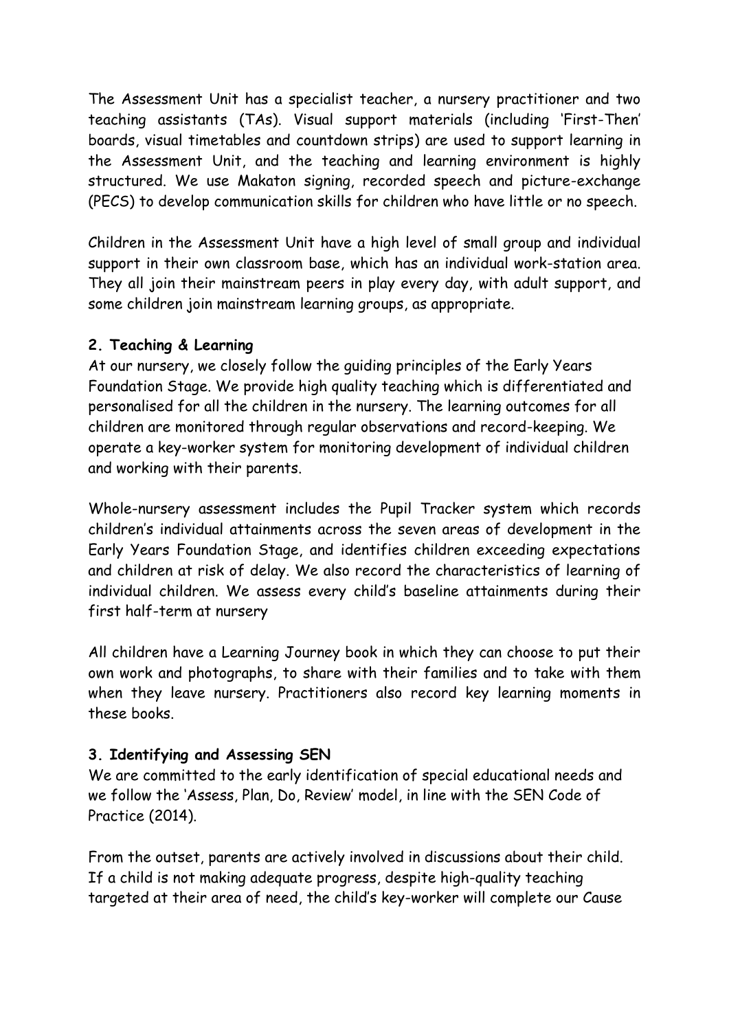The Assessment Unit has a specialist teacher, a nursery practitioner and two teaching assistants (TAs). Visual support materials (including 'First-Then' boards, visual timetables and countdown strips) are used to support learning in the Assessment Unit, and the teaching and learning environment is highly structured. We use Makaton signing, recorded speech and picture-exchange (PECS) to develop communication skills for children who have little or no speech.

Children in the Assessment Unit have a high level of small group and individual support in their own classroom base, which has an individual work-station area. They all join their mainstream peers in play every day, with adult support, and some children join mainstream learning groups, as appropriate.

## 2. Teaching & Learning

At our nursery, we closely follow the guiding principles of the Early Years Foundation Stage. We provide high quality teaching which is differentiated and personalised for all the children in the nursery. The learning outcomes for all children are monitored through regular observations and record-keeping. We operate a key-worker system for monitoring development of individual children and working with their parents.

Whole-nursery assessment includes the Pupil Tracker system which records children's individual attainments across the seven areas of development in the Early Years Foundation Stage, and identifies children exceeding expectations and children at risk of delay. We also record the characteristics of learning of individual children. We assess every child's baseline attainments during their first half-term at nursery

All children have a Learning Journey book in which they can choose to put their own work and photographs, to share with their families and to take with them when they leave nursery. Practitioners also record key learning moments in these books.

## 3. Identifying and Assessing SEN

We are committed to the early identification of special educational needs and we follow the 'Assess, Plan, Do, Review' model, in line with the SEN Code of Practice (2014).

From the outset, parents are actively involved in discussions about their child. If a child is not making adequate progress, despite high-quality teaching targeted at their area of need, the child's key-worker will complete our Cause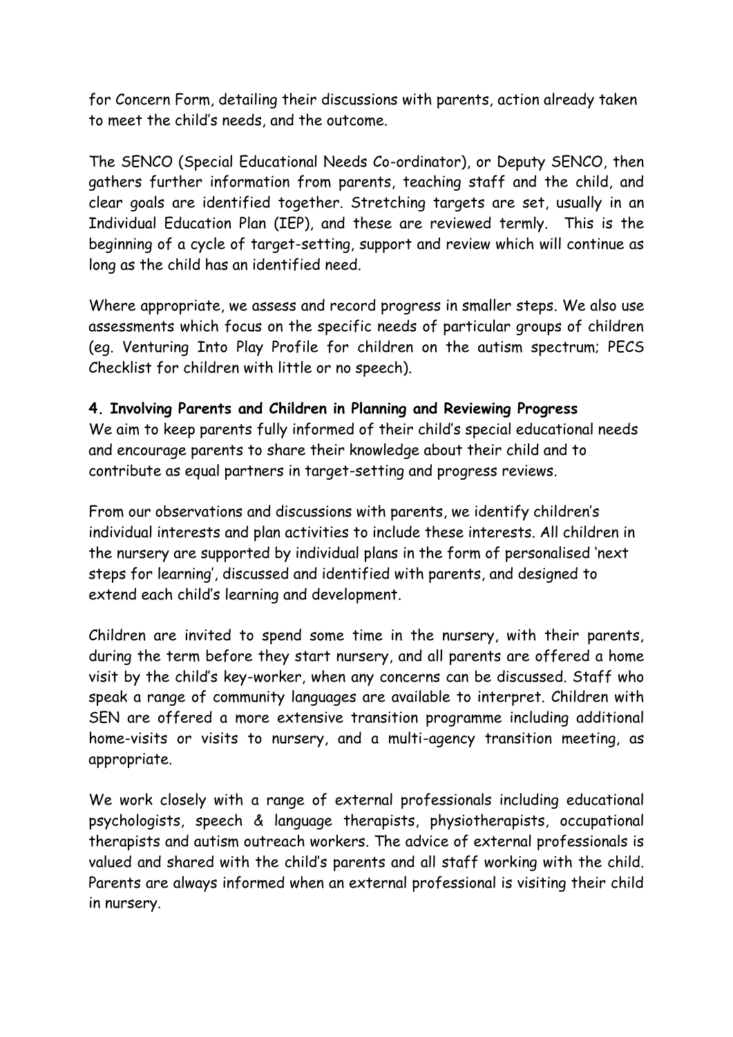for Concern Form, detailing their discussions with parents, action already taken to meet the child's needs, and the outcome.

The SENCO (Special Educational Needs Co-ordinator), or Deputy SENCO, then gathers further information from parents, teaching staff and the child, and clear goals are identified together. Stretching targets are set, usually in an Individual Education Plan (IEP), and these are reviewed termly. This is the beginning of a cycle of target-setting, support and review which will continue as long as the child has an identified need.

Where appropriate, we assess and record progress in smaller steps. We also use assessments which focus on the specific needs of particular groups of children (eg. Venturing Into Play Profile for children on the autism spectrum; PECS Checklist for children with little or no speech).

**4. Involving Parents and Children in Planning and Reviewing Progress**

We aim to keep parents fully informed of their child's special educational needs and encourage parents to share their knowledge about their child and to contribute as equal partners in target-setting and progress reviews.

From our observations and discussions with parents, we identify children's individual interests and plan activities to include these interests. All children in the nursery are supported by individual plans in the form of personalised 'next steps for learning', discussed and identified with parents, and designed to extend each child's learning and development.

Children are invited to spend some time in the nursery, with their parents, during the term before they start nursery, and all parents are offered a home visit by the child's key-worker, when any concerns can be discussed. Staff who speak a range of community languages are available to interpret. Children with SEN are offered a more extensive transition programme including additional home-visits or visits to nursery, and a multi-agency transition meeting, as appropriate.

We work closely with a range of external professionals including educational psychologists, speech & language therapists, physiotherapists, occupational therapists and autism outreach workers. The advice of external professionals is valued and shared with the child's parents and all staff working with the child. Parents are always informed when an external professional is visiting their child in nursery.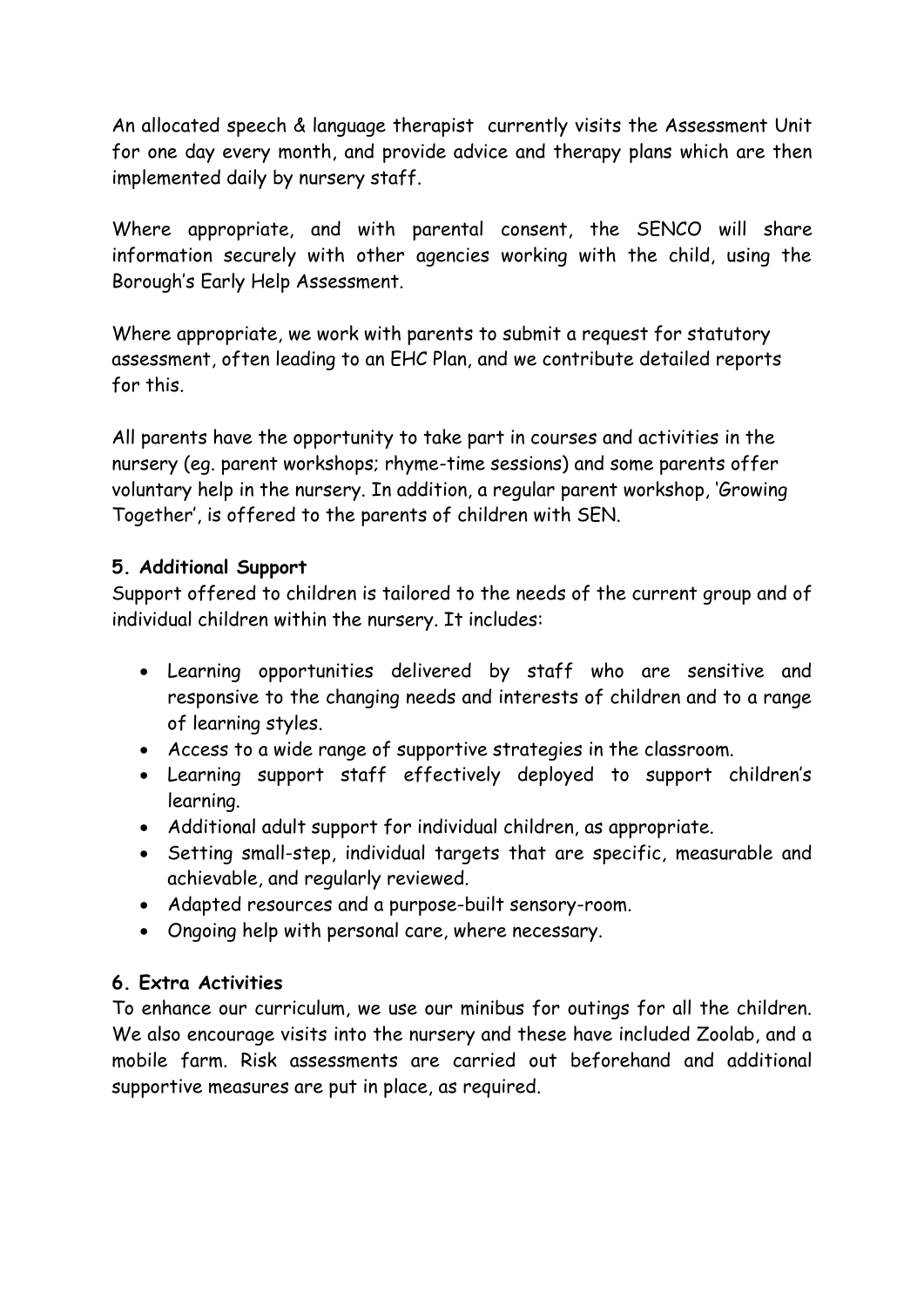An allocated speech & language therapist currently visits the Assessment Unit for one day every month, and provide advice and therapy plans which are then implemented daily by nursery staff.

Where appropriate, and with parental consent, the SENCO will share information securely with other agencies working with the child, using the Borough's Early Help Assessment.

Where appropriate, we work with parents to submit a request for statutory assessment, often leading to an EHC Plan, and we contribute detailed reports for this.

All parents have the opportunity to take part in courses and activities in the nursery (eg. parent workshops; rhyme-time sessions) and some parents offer voluntary help in the nursery. In addition, a regular parent workshop, 'Growing Together', is offered to the parents of children with SEN.

**5. Additional Support**

Support offered to children is tailored to the needs of the current group and of individual children within the nursery. It includes:

- Learning opportunities delivered by staff who are sensitive and responsive to the changing needs and interests of children and to a range of learning styles.
- Access to a wide range of supportive strategies in the classroom.
- Learning support staff effectively deployed to support children's learning.
- Additional adult support for individual children, as appropriate.
- Setting small-step, individual targets that are specific, measurable and achievable, and regularly reviewed.
- Adapted resources and a purpose-built sensory-room.
- Ongoing help with personal care, where necessary.

**6. Extra Activities**

To enhance our curriculum, we use our minibus for outings for all the children. We also encourage visits into the nursery and these have included Zoolab, and a mobile farm. Risk assessments are carried out beforehand and additional supportive measures are put in place, as required.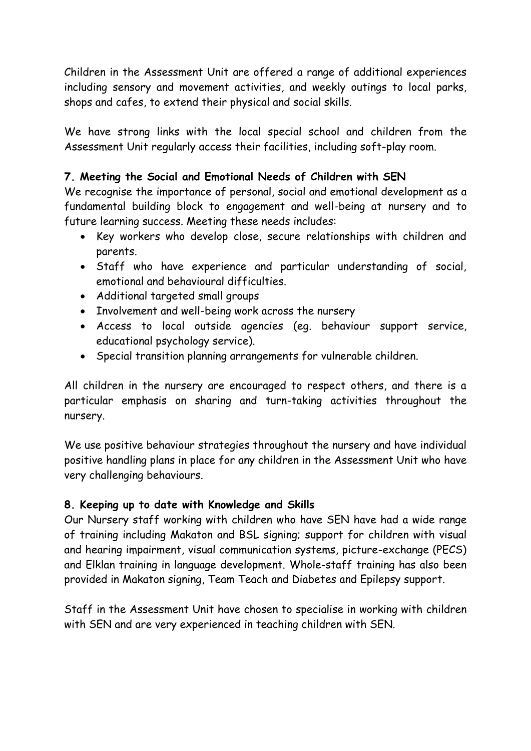Children in the Assessment Unit are offered a range of additional experiences including sensory and movement activities, and weekly outings to local parks, shops and cafes, to extend their physical and social skills.

We have strong links with the local special school and children from the Assessment Unit regularly access their facilities, including soft-play room.

### 7. Meeting the Social and Emotional Needs of Children with SEN

We recognise the importance of personal, social and emotional development as a fundamental building block to engagement and well-being at nursery and to future learning success. Meeting these needs includes:

- Key workers who develop close, secure relationships with children and parents.
- Staff who have experience and particular understanding of social, emotional and behavioural difficulties.
- Additional targeted small groups
- Involvement and well-being work across the nursery
- Access to local outside agencies (eg. behaviour support service, educational psychology service).
- Special transition planning arrangements for vulnerable children.

All children in the nursery are encouraged to respect others, and there is a particular emphasis on sharing and turn-taking activities throughout the nursery.

We use positive behaviour strategies throughout the nursery and have individual positive handling plans in place for any children in the Assessment Unit who have very challenging behaviours.

### 8. Keeping up to date with Knowledge and Skills

Our Nursery staff working with children who have SEN have had a wide range of training including Makaton and BSL signing; support for children with visual and hearing impairment, visual communication systems, picture-exchange (PECS) and Elklan training in language development. Whole-staff training has also been provided in Makaton signing, Team Teach and Diabetes and Epilepsy support.

Staff in the Assessment Unit have chosen to specialise in working with children with SEN and are very experienced in teaching children with SEN.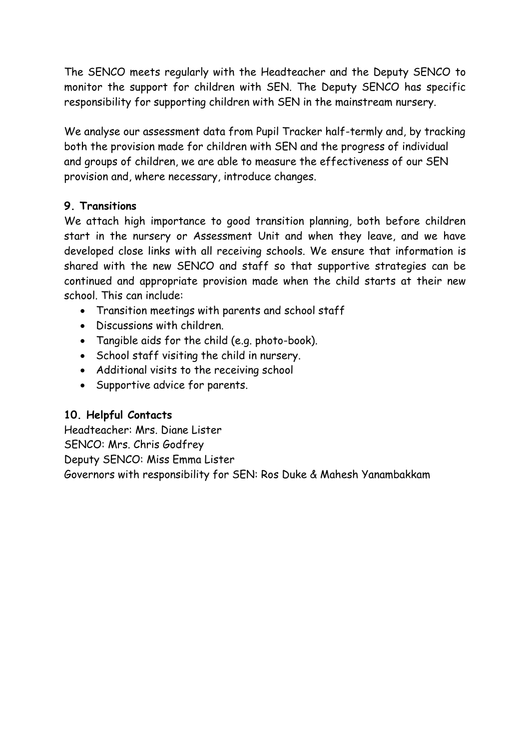The SENCO meets regularly with the Headteacher and the Deputy SENCO to monitor the support for children with SEN. The Deputy SENCO has specific responsibility for supporting children with SEN in the mainstream nursery.

We analyse our assessment data from Pupil Tracker half-termly and, by tracking both the provision made for children with SEN and the progress of individual and groups of children, we are able to measure the effectiveness of our SEN provision and, where necessary, introduce changes.

**9. Transitions**

We attach high importance to good transition planning, both before children start in the nursery or Assessment Unit and when they leave, and we have developed close links with all receiving schools. We ensure that information is shared with the new SENCO and staff so that supportive strategies can be continued and appropriate provision made when the child starts at their new school. This can include:

- Transition meetings with parents and school staff
- Discussions with children.
- Tangible aids for the child (e.g. photo-book).
- School staff visiting the child in nursery.
- Additional visits to the receiving school
- Supportive advice for parents.

**10. Helpful Contacts**

Headteacher: Mrs. Diane Lister
SENCO: Mrs. Chris Godfrey
Deputy SENCO: Miss Emma Lister
Governors with responsibility for SEN: Ros Duke & Mahesh Yanambakkam